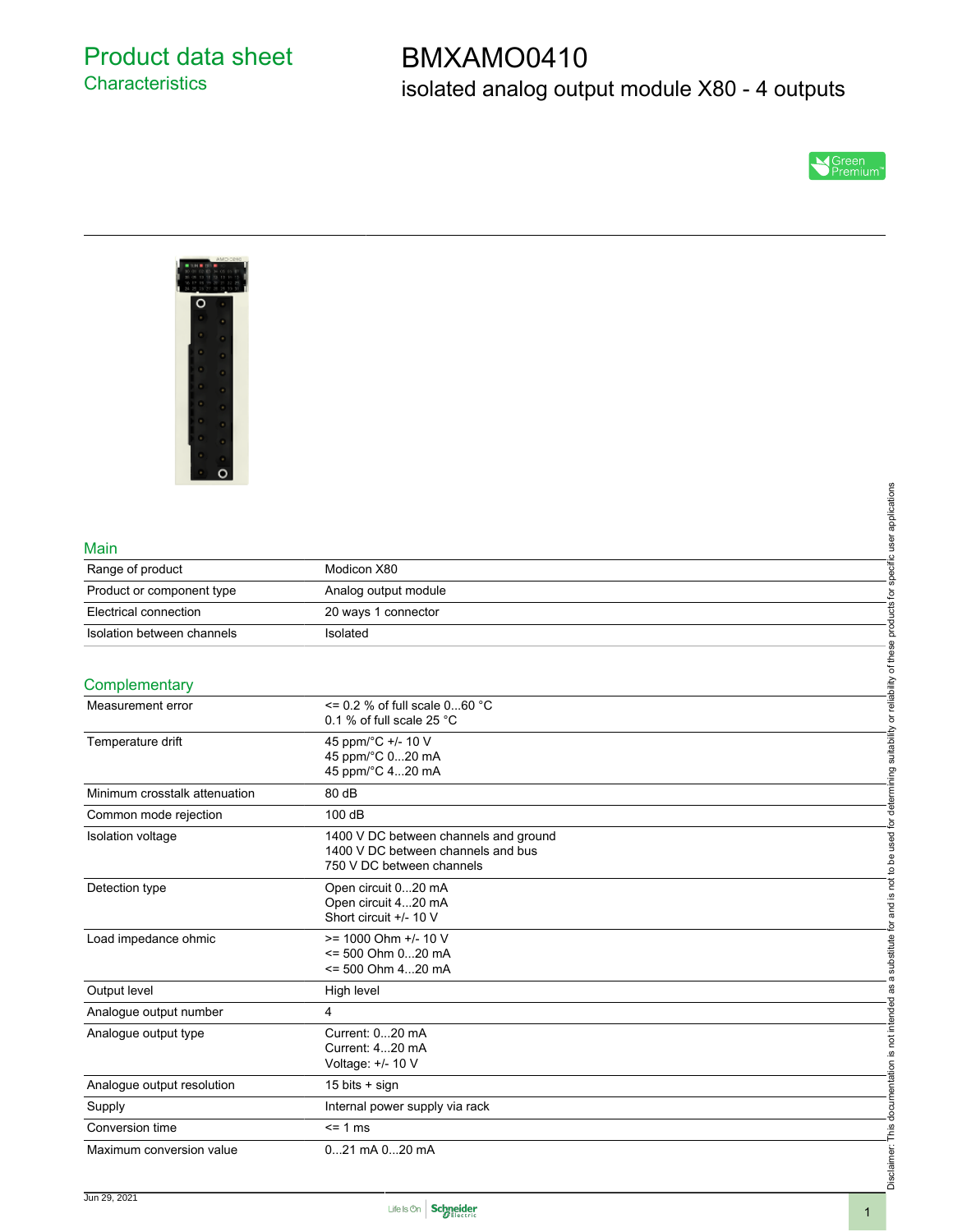# Product data sheet
## Characteristics

# BMXAMO0410
## isolated analog output module X80 - 4 outputs

Green Premium

## Main

| | |
|---|---|
| Range of product | Modicon X80 |
| Product or component type | Analog output module |
| Electrical connection | 20 ways 1 connector |
| Isolation between channels | Isolated |

## Complementary

| | |
|---|---|
| Measurement error | <= 0.2 % of full scale 0...60 °C<br>0.1 % of full scale 25 °C |
| Temperature drift | 45 ppm/°C +/- 10 V<br>45 ppm/°C 0...20 mA<br>45 ppm/°C 4...20 mA |
| Minimum crosstalk attenuation | 80 dB |
| Common mode rejection | 100 dB |
| Isolation voltage | 1400 V DC between channels and ground<br>1400 V DC between channels and bus<br>750 V DC between channels |
| Detection type | Open circuit 0...20 mA<br>Open circuit 4...20 mA<br>Short circuit +/- 10 V |
| Load impedance ohmic | >= 1000 Ohm +/- 10 V<br><= 500 Ohm 0...20 mA<br><= 500 Ohm 4...20 mA |
| Output level | High level |
| Analogue output number | 4 |
| Analogue output type | Current: 0...20 mA<br>Current: 4...20 mA<br>Voltage: +/- 10 V |
| Analogue output resolution | 15 bits + sign |
| Supply | Internal power supply via rack |
| Conversion time | <= 1 ms |
| Maximum conversion value | 0...21 mA 0...20 mA |

Disclaimer: This documentation is not intended as a substitute for and is not to be used for determining suitability or reliability of these products for specific user applications

Jun 29, 2021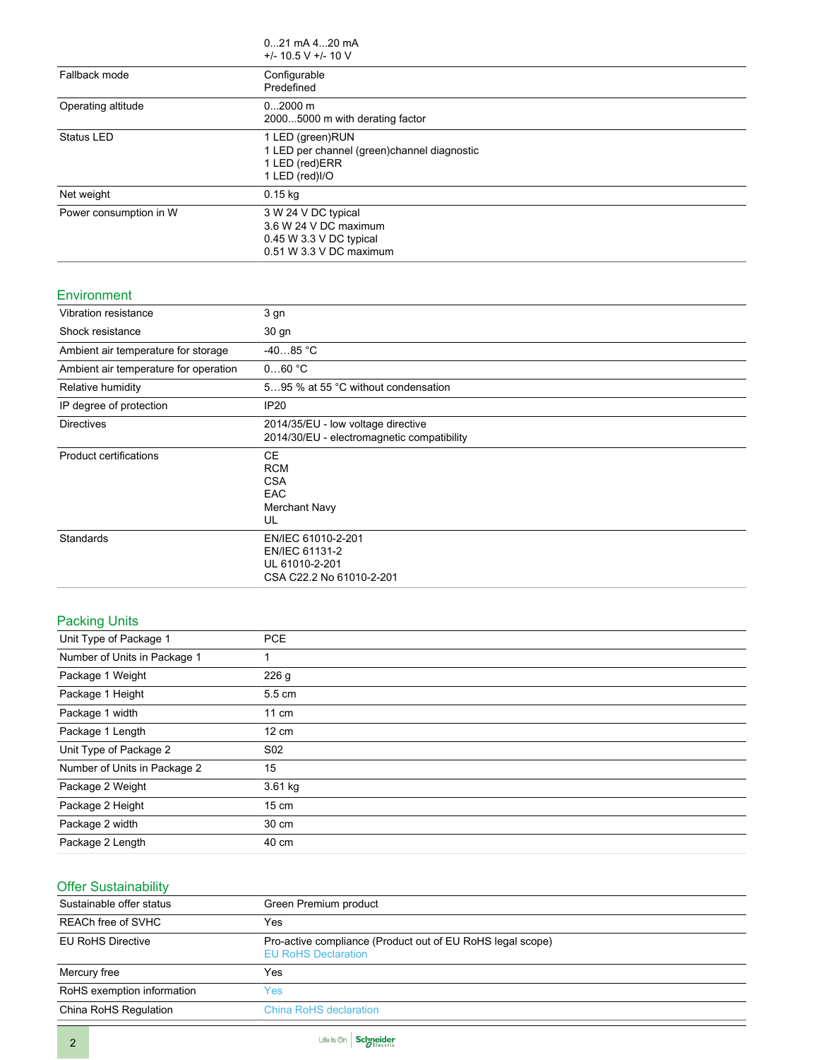| | |
|---|---|
| | 0...21 mA 4...20 mA<br>+/- 10.5 V +/- 10 V |
| Fallback mode | Configurable<br>Predefined |
| Operating altitude | 0...2000 m<br>2000...5000 m with derating factor |
| Status LED | 1 LED (green)RUN<br>1 LED per channel (green)channel diagnostic<br>1 LED (red)ERR<br>1 LED (red)I/O |
| Net weight | 0.15 kg |
| Power consumption in W | 3 W 24 V DC typical<br>3.6 W 24 V DC maximum<br>0.45 W 3.3 V DC typical<br>0.51 W 3.3 V DC maximum |

## Environment

| | |
|---|---|
| Vibration resistance | 3 gn |
| Shock resistance | 30 gn |
| Ambient air temperature for storage | -40…85 °C |
| Ambient air temperature for operation | 0…60 °C |
| Relative humidity | 5…95 % at 55 °C without condensation |
| IP degree of protection | IP20 |
| Directives | 2014/35/EU - low voltage directive<br>2014/30/EU - electromagnetic compatibility |
| Product certifications | CE<br>RCM<br>CSA<br>EAC<br>Merchant Navy<br>UL |
| Standards | EN/IEC 61010-2-201<br>EN/IEC 61131-2<br>UL 61010-2-201<br>CSA C22.2 No 61010-2-201 |

## Packing Units

| | |
|---|---|
| Unit Type of Package 1 | PCE |
| Number of Units in Package 1 | 1 |
| Package 1 Weight | 226 g |
| Package 1 Height | 5.5 cm |
| Package 1 width | 11 cm |
| Package 1 Length | 12 cm |
| Unit Type of Package 2 | S02 |
| Number of Units in Package 2 | 15 |
| Package 2 Weight | 3.61 kg |
| Package 2 Height | 15 cm |
| Package 2 width | 30 cm |
| Package 2 Length | 40 cm |

## Offer Sustainability

| | |
|---|---|
| Sustainable offer status | Green Premium product |
| REACh free of SVHC | Yes |
| EU RoHS Directive | Pro-active compliance (Product out of EU RoHS legal scope)<br>EU RoHS Declaration |
| Mercury free | Yes |
| RoHS exemption information | Yes |
| China RoHS Regulation | China RoHS declaration |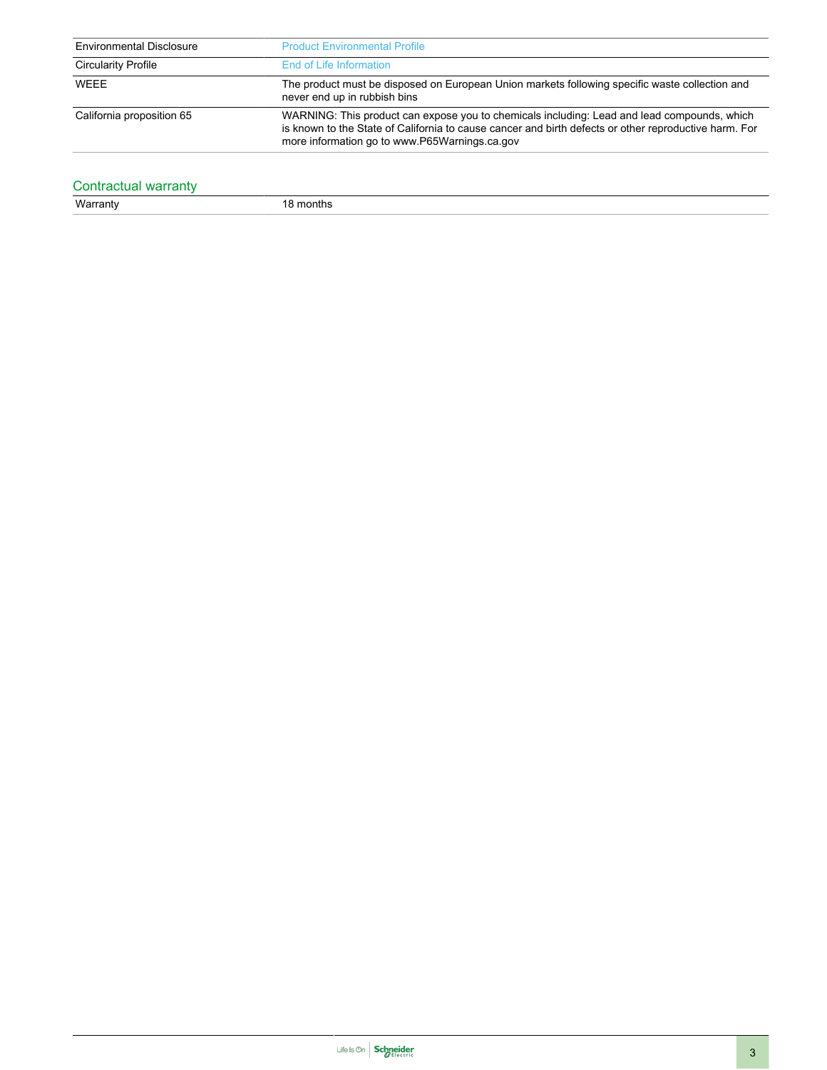| | |
|---|---|
| Environmental Disclosure | Product Environmental Profile |
| Circularity Profile | End of Life Information |
| WEEE | The product must be disposed on European Union markets following specific waste collection and never end up in rubbish bins |
| California proposition 65 | WARNING: This product can expose you to chemicals including: Lead and lead compounds, which is known to the State of California to cause cancer and birth defects or other reproductive harm. For more information go to www.P65Warnings.ca.gov |

## Contractual warranty

| | |
|---|---|
| Warranty | 18 months |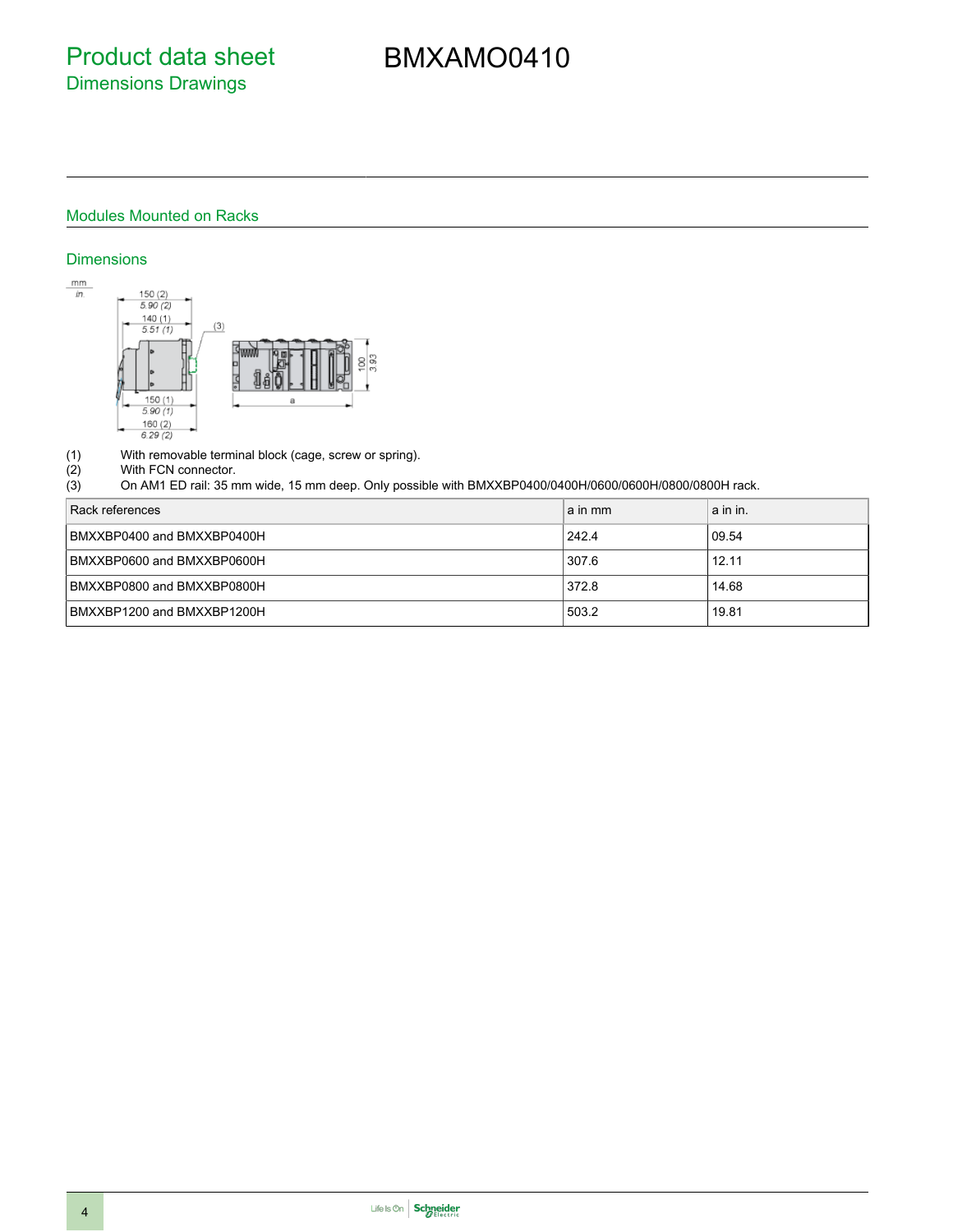# Product data sheet
## Dimensions Drawings

# BMXAMO0410

## Modules Mounted on Racks

### Dimensions

(1) With removable terminal block (cage, screw or spring).
(2) With FCN connector.
(3) On AM1 ED rail: 35 mm wide, 15 mm deep. Only possible with BMXXBP0400/0400H/0600/0600H/0800/0800H rack.

| Rack references | a in mm | a in in. |
|---|---|---|
| BMXXBP0400 and BMXXBP0400H | 242.4 | 09.54 |
| BMXXBP0600 and BMXXBP0600H | 307.6 | 12.11 |
| BMXXBP0800 and BMXXBP0800H | 372.8 | 14.68 |
| BMXXBP1200 and BMXXBP1200H | 503.2 | 19.81 |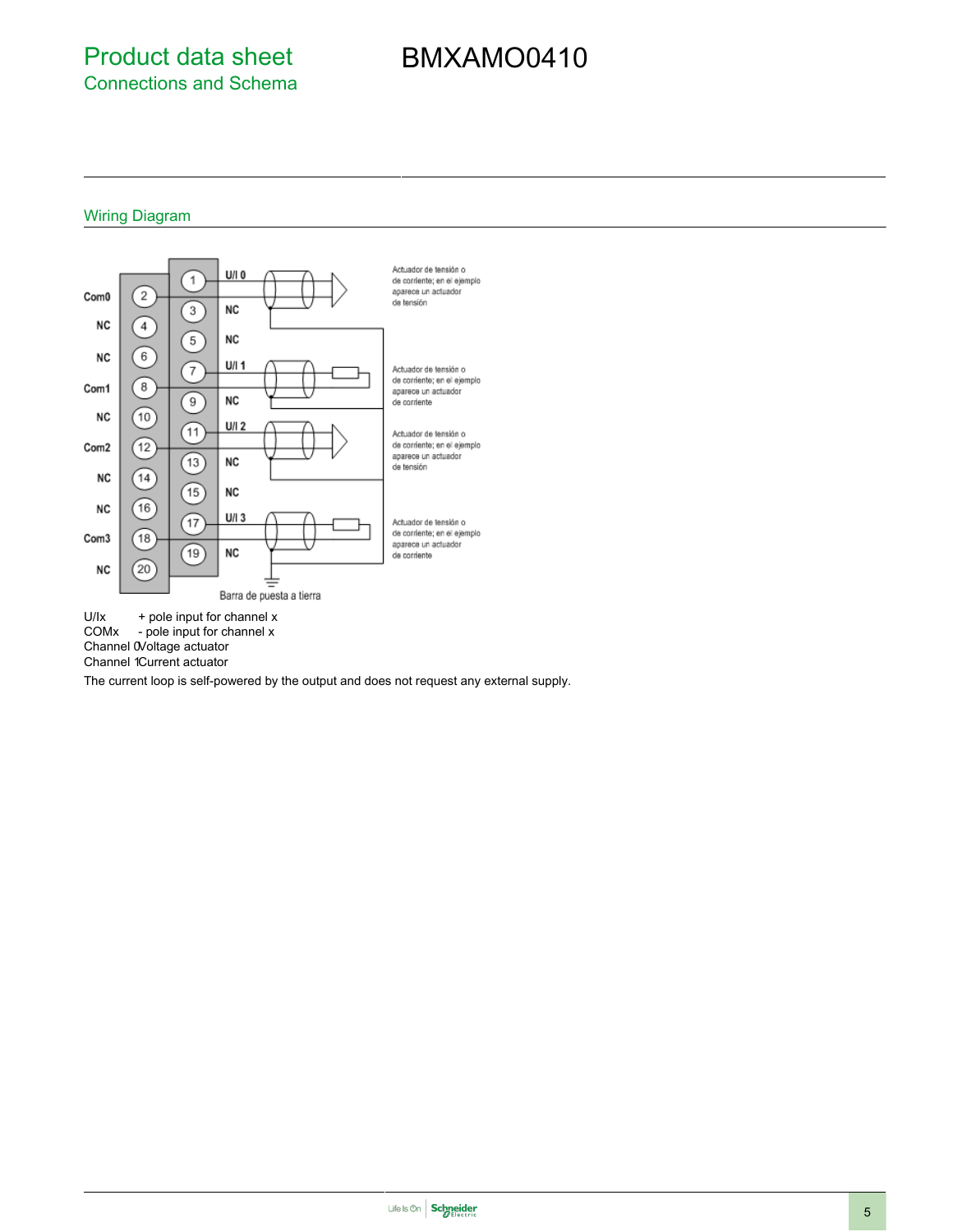# Product data sheet

## Connections and Schema

# BMXAMO0410

## Wiring Diagram

Com0
NC
NC
Com1
NC
Com2
NC
NC
Com3
NC

1
2
3
4
5
6
7
8
9
10
11
12
13
14
15
16
17
18
19
20

U/I 0
NC
NC
U/I 1
NC
U/I 2
NC
NC
U/I 3
NC

Actuador de tensión o de corriente; en el ejemplo aparece un actuador de tensión

Actuador de tensión o de corriente; en el ejemplo aparece un actuador de corriente

Actuador de tensión o de corriente; en el ejemplo aparece un actuador de tensión

Actuador de tensión o de corriente; en el ejemplo aparece un actuador de corriente

Barra de puesta a tierra

U/Ix + pole input for channel x
COMx - pole input for channel x
Channel 0 Voltage actuator
Channel 1 Current actuator

The current loop is self-powered by the output and does not request any external supply.